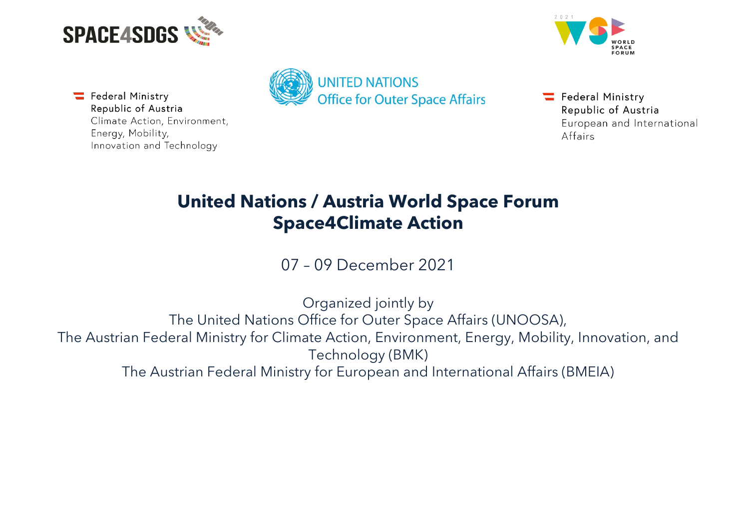SPACE4SDGS

2021 WORLD SPACE FORUM

Federal Ministry
Republic of Austria
Climate Action, Environment,
Energy, Mobility,
Innovation and Technology

UNITED NATIONS
Office for Outer Space Affairs

Federal Ministry
Republic of Austria
European and International
Affairs

# United Nations / Austria World Space Forum
# Space4Climate Action

07 – 09 December 2021

Organized jointly by
The United Nations Office for Outer Space Affairs (UNOOSA),
The Austrian Federal Ministry for Climate Action, Environment, Energy, Mobility, Innovation, and Technology (BMK)
The Austrian Federal Ministry for European and International Affairs (BMEIA)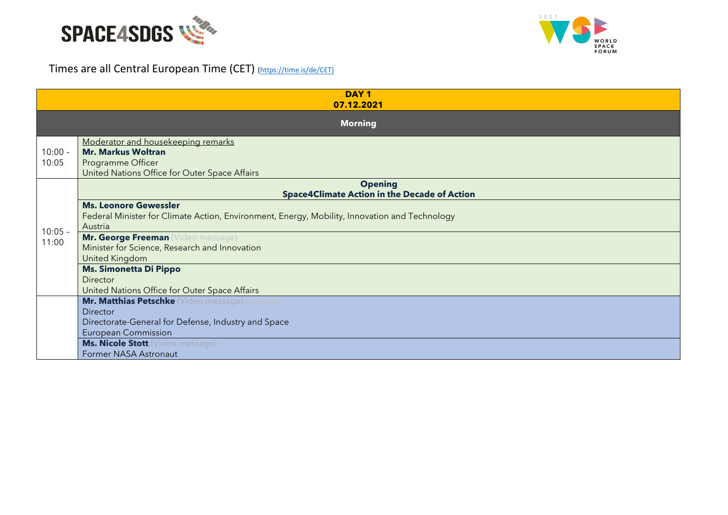SPACE4SDGS

2021 WSF WORLD SPACE FORUM

Times are all Central European Time (CET) (https://time.is/de/CET)

| DAY 1<br>07.12.2021 | |
|---|---|
| **Morning** | |
| 10:00 – 10:05 | Moderator and housekeeping remarks<br>**Mr. Markus Woltran**<br>Programme Officer<br>United Nations Office for Outer Space Affairs |
| 10:05 – 11:00 | **Opening**<br>**Space4Climate Action in the Decade of Action** |
| | **Ms. Leonore Gewessler**<br>Federal Minister for Climate Action, Environment, Energy, Mobility, Innovation and Technology<br>Austria |
| | **Mr. George Freeman** (Video message)<br>Minister for Science, Research and Innovation<br>United Kingdom |
| | **Ms. Simonetta Di Pippo**<br>Director<br>United Nations Office for Outer Space Affairs |
| | **Mr. Matthias Petschke** (Video message) message)<br>Director<br>Directorate-General for Defense, Industry and Space<br>European Commission |
| | **Ms. Nicole Stott** (Video message)<br>Former NASA Astronaut |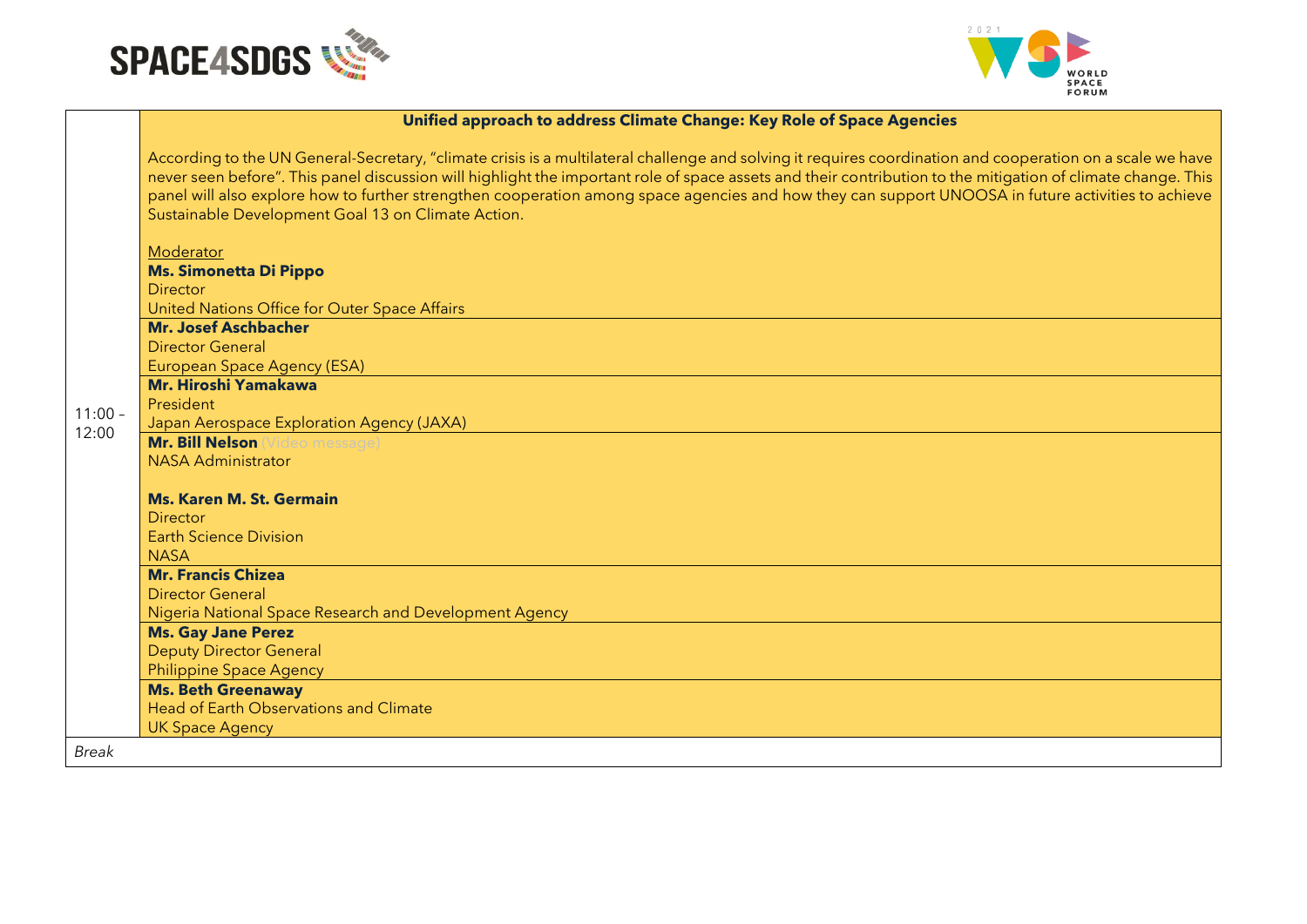| | |
|---|---|
| 11:00 – 12:00 | **Unified approach to address Climate Change: Key Role of Space Agencies**<br><br>According to the UN General-Secretary, "climate crisis is a multilateral challenge and solving it requires coordination and cooperation on a scale we have never seen before". This panel discussion will highlight the important role of space assets and their contribution to the mitigation of climate change. This panel will also explore how to further strengthen cooperation among space agencies and how they can support UNOOSA in future activities to achieve Sustainable Development Goal 13 on Climate Action.<br><br>Moderator<br>**Ms. Simonetta Di Pippo**<br>Director<br>United Nations Office for Outer Space Affairs |
| | **Mr. Josef Aschbacher**<br>Director General<br>European Space Agency (ESA) |
| | **Mr. Hiroshi Yamakawa**<br>President<br>Japan Aerospace Exploration Agency (JAXA) |
| | **Mr. Bill Nelson** (Video message)<br>NASA Administrator<br><br>**Ms. Karen M. St. Germain**<br>Director<br>Earth Science Division<br>NASA |
| | **Mr. Francis Chizea**<br>Director General<br>Nigeria National Space Research and Development Agency |
| | **Ms. Gay Jane Perez**<br>Deputy Director General<br>Philippine Space Agency |
| | **Ms. Beth Greenaway**<br>Head of Earth Observations and Climate<br>UK Space Agency |
| *Break* | |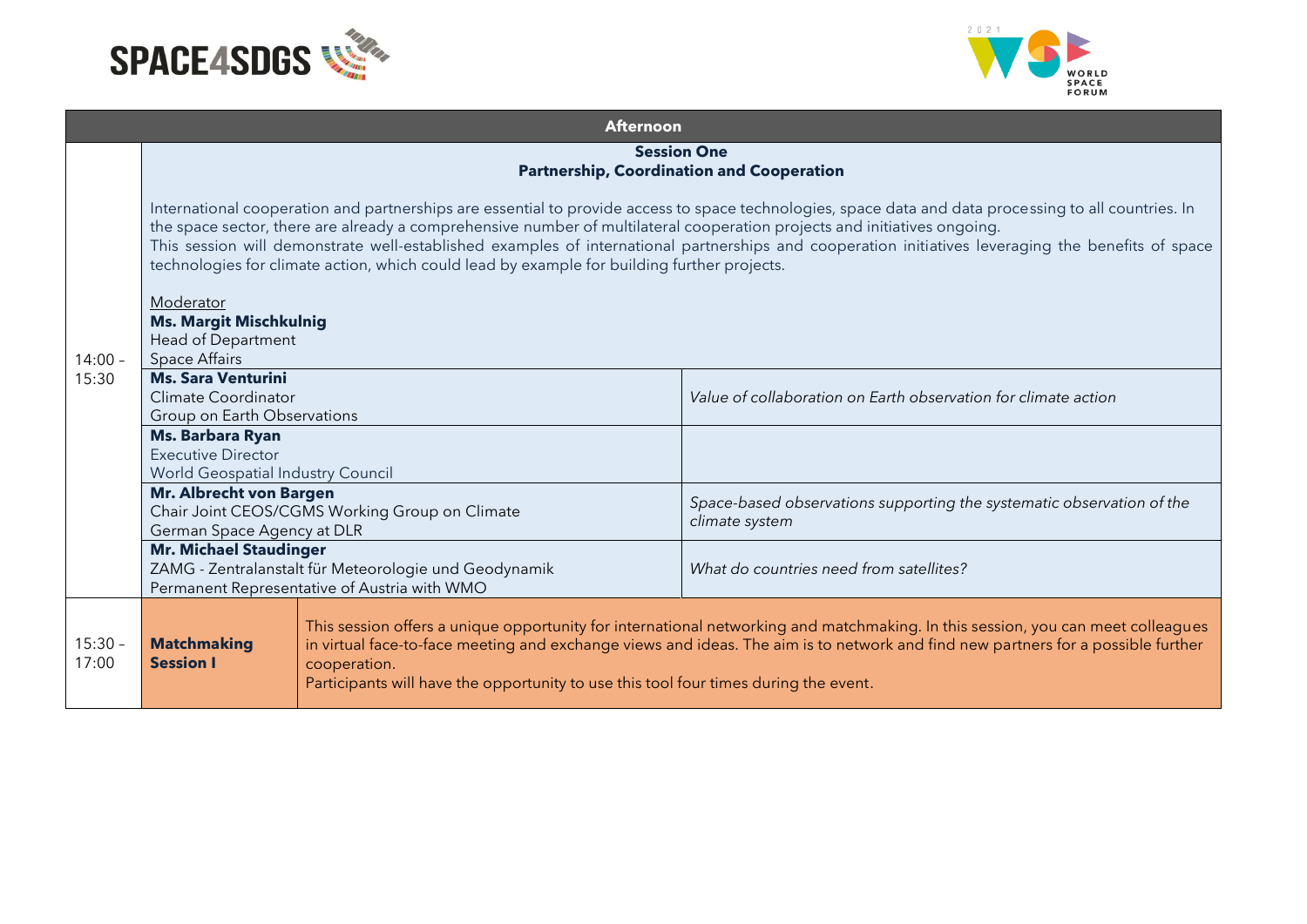| Afternoon | | |
|---|---|---|
| 14:00 – 15:30 | **Session One**<br>**Partnership, Coordination and Cooperation**<br><br>International cooperation and partnerships are essential to provide access to space technologies, space data and data processing to all countries. In the space sector, there are already a comprehensive number of multilateral cooperation projects and initiatives ongoing.<br>This session will demonstrate well-established examples of international partnerships and cooperation initiatives leveraging the benefits of space technologies for climate action, which could lead by example for building further projects.<br><br>Moderator<br>**Ms. Margit Mischkulnig**<br>Head of Department<br>Space Affairs | |
| | **Ms. Sara Venturini**<br>Climate Coordinator<br>Group on Earth Observations | *Value of collaboration on Earth observation for climate action* |
| | **Ms. Barbara Ryan**<br>Executive Director<br>World Geospatial Industry Council | |
| | **Mr. Albrecht von Bargen**<br>Chair Joint CEOS/CGMS Working Group on Climate<br>German Space Agency at DLR | *Space-based observations supporting the systematic observation of the climate system* |
| | **Mr. Michael Staudinger**<br>ZAMG - Zentralanstalt für Meteorologie und Geodynamik<br>Permanent Representative of Austria with WMO | *What do countries need from satellites?* |
| 15:30 – 17:00 | **Matchmaking Session I** | This session offers a unique opportunity for international networking and matchmaking. In this session, you can meet colleagues in virtual face-to-face meeting and exchange views and ideas. The aim is to network and find new partners for a possible further cooperation.<br>Participants will have the opportunity to use this tool four times during the event. |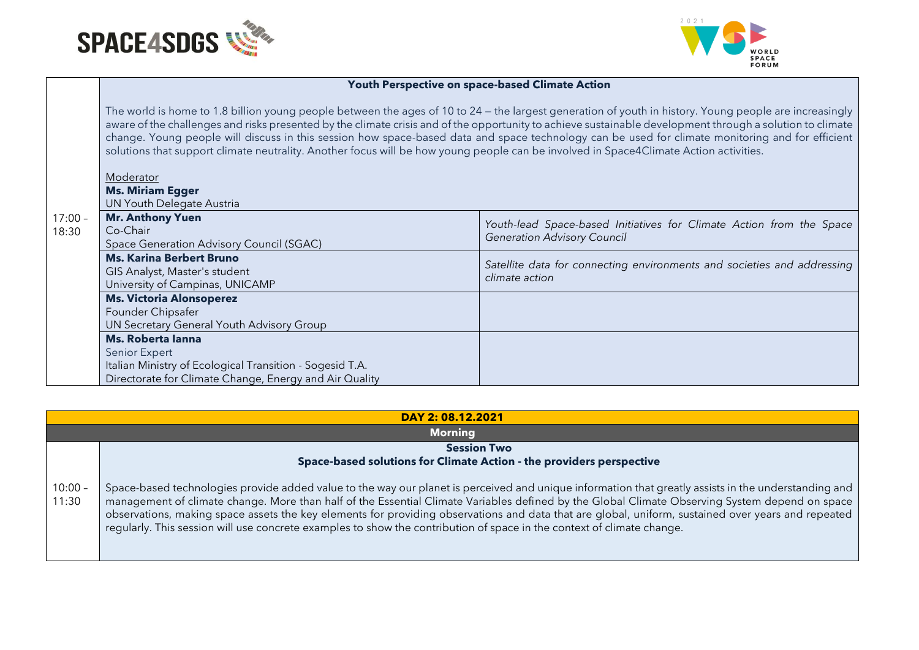| | **Youth Perspective on space-based Climate Action** | |
|---|---|---|
| 17:00 – 18:30 | The world is home to 1.8 billion young people between the ages of 10 to 24 — the largest generation of youth in history. Young people are increasingly aware of the challenges and risks presented by the climate crisis and of the opportunity to achieve sustainable development through a solution to climate change. Young people will discuss in this session how space-based data and space technology can be used for climate monitoring and for efficient solutions that support climate neutrality. Another focus will be how young people can be involved in Space4Climate Action activities.<br><br>Moderator<br>**Ms. Miriam Egger**<br>UN Youth Delegate Austria | |
| | **Mr. Anthony Yuen**<br>Co-Chair<br>Space Generation Advisory Council (SGAC) | *Youth-lead Space-based Initiatives for Climate Action from the Space Generation Advisory Council* |
| | **Ms. Karina Berbert Bruno**<br>GIS Analyst, Master's student<br>University of Campinas, UNICAMP | *Satellite data for connecting environments and societies and addressing climate action* |
| | **Ms. Victoria Alonsoperez**<br>Founder Chipsafer<br>UN Secretary General Youth Advisory Group | |
| | **Ms. Roberta Ianna**<br>Senior Expert<br>Italian Ministry of Ecological Transition - Sogesid T.A.<br>Directorate for Climate Change, Energy and Air Quality | |

| | **DAY 2: 08.12.2021** |
|---|---|
| | **Morning** |
| 10:00 – 11:30 | **Session Two**<br>**Space-based solutions for Climate Action - the providers perspective**<br><br>Space-based technologies provide added value to the way our planet is perceived and unique information that greatly assists in the understanding and management of climate change. More than half of the Essential Climate Variables defined by the Global Climate Observing System depend on space observations, making space assets the key elements for providing observations and data that are global, uniform, sustained over years and repeated regularly. This session will use concrete examples to show the contribution of space in the context of climate change. |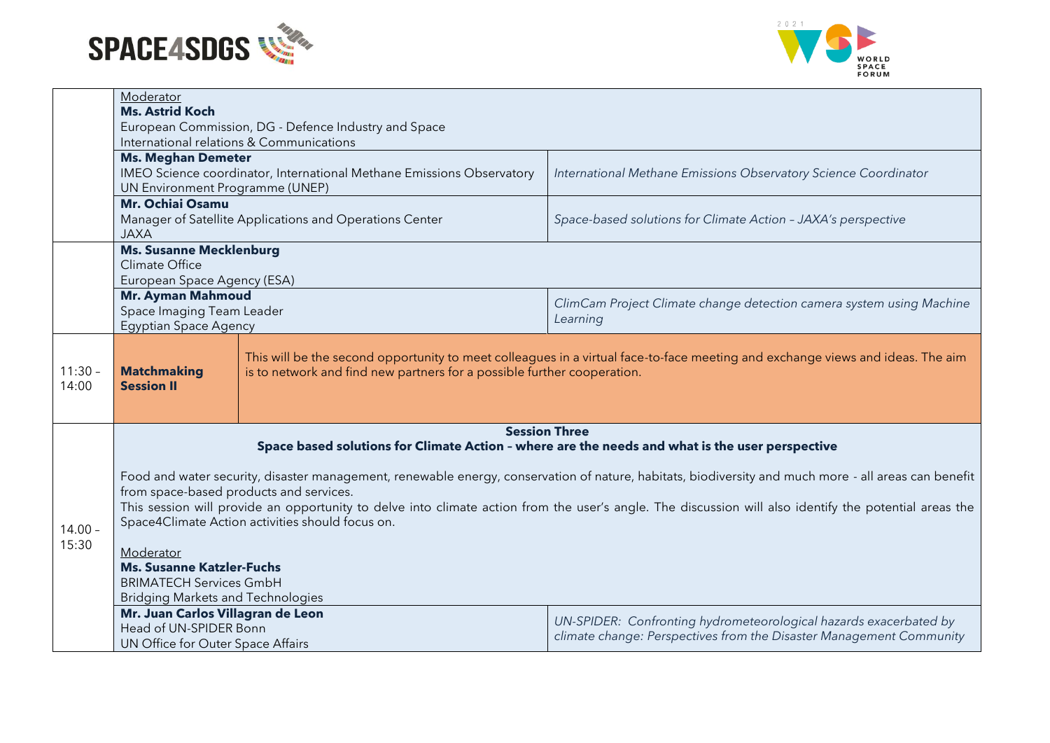| Time | Speaker | Topic |
|---|---|---|
| | Moderator<br>**Ms. Astrid Koch**<br>European Commission, DG - Defence Industry and Space<br>International relations & Communications | |
| | **Ms. Meghan Demeter**<br>IMEO Science coordinator, International Methane Emissions Observatory<br>UN Environment Programme (UNEP) | *International Methane Emissions Observatory Science Coordinator* |
| | **Mr. Ochiai Osamu**<br>Manager of Satellite Applications and Operations Center<br>JAXA | *Space-based solutions for Climate Action – JAXA's perspective* |
| | **Ms. Susanne Mecklenburg**<br>Climate Office<br>European Space Agency (ESA) | |
| | **Mr. Ayman Mahmoud**<br>Space Imaging Team Leader<br>Egyptian Space Agency | *ClimCam Project Climate change detection camera system using Machine Learning* |
| 11:30 – 14:00 | **Matchmaking Session II** | This will be the second opportunity to meet colleagues in a virtual face-to-face meeting and exchange views and ideas. The aim is to network and find new partners for a possible further cooperation. |
| 14.00 – 15:30 | **Session Three**<br>**Space based solutions for Climate Action – where are the needs and what is the user perspective**<br><br>Food and water security, disaster management, renewable energy, conservation of nature, habitats, biodiversity and much more - all areas can benefit from space-based products and services.<br>This session will provide an opportunity to delve into climate action from the user's angle. The discussion will also identify the potential areas the Space4Climate Action activities should focus on.<br><br>Moderator<br>**Ms. Susanne Katzler-Fuchs**<br>BRIMATECH Services GmbH<br>Bridging Markets and Technologies | |
| | **Mr. Juan Carlos Villagran de Leon**<br>Head of UN-SPIDER Bonn<br>UN Office for Outer Space Affairs | *UN-SPIDER: Confronting hydrometeorological hazards exacerbated by climate change: Perspectives from the Disaster Management Community* |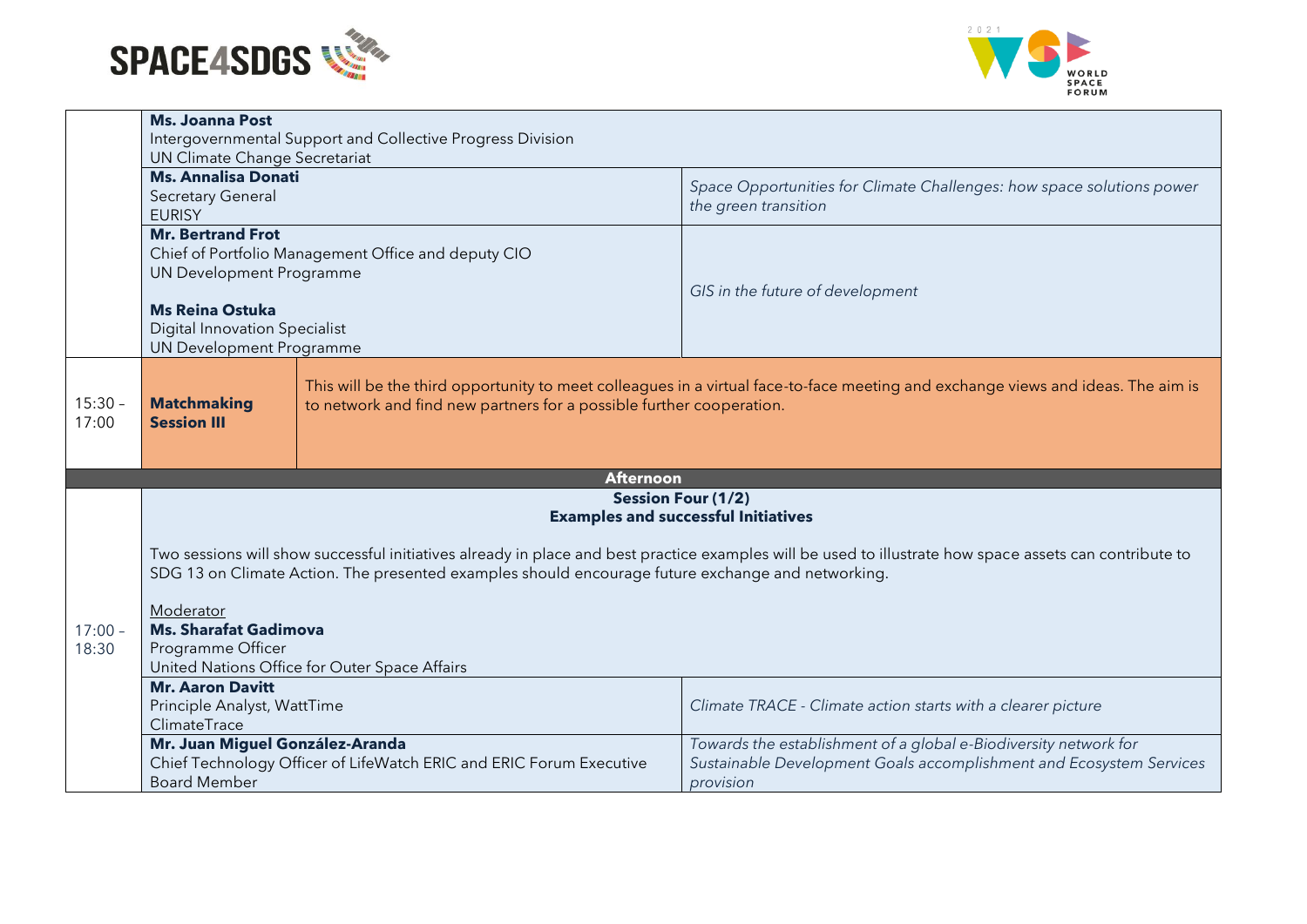| | | | |
|---|---|---|---|
| | **Ms. Joanna Post**<br>Intergovernmental Support and Collective Progress Division<br>UN Climate Change Secretariat | | |
| | **Ms. Annalisa Donati**<br>Secretary General<br>EURISY | | *Space Opportunities for Climate Challenges: how space solutions power the green transition* |
| | **Mr. Bertrand Frot**<br>Chief of Portfolio Management Office and deputy CIO<br>UN Development Programme<br><br>**Ms Reina Ostuka**<br>Digital Innovation Specialist<br>UN Development Programme | | *GIS in the future of development* |
| 15:30 – 17:00 | **Matchmaking Session III** | This will be the third opportunity to meet colleagues in a virtual face-to-face meeting and exchange views and ideas. The aim is to network and find new partners for a possible further cooperation. | |
| | **Afternoon** | | |
| 17:00 – 18:30 | **Session Four (1/2)**<br>**Examples and successful Initiatives**<br><br>Two sessions will show successful initiatives already in place and best practice examples will be used to illustrate how space assets can contribute to SDG 13 on Climate Action. The presented examples should encourage future exchange and networking.<br><br>Moderator<br>**Ms. Sharafat Gadimova**<br>Programme Officer<br>United Nations Office for Outer Space Affairs | | |
| | **Mr. Aaron Davitt**<br>Principle Analyst, WattTime<br>ClimateTrace | | *Climate TRACE - Climate action starts with a clearer picture* |
| | **Mr. Juan Miguel González-Aranda**<br>Chief Technology Officer of LifeWatch ERIC and ERIC Forum Executive Board Member | | *Towards the establishment of a global e-Biodiversity network for Sustainable Development Goals accomplishment and Ecosystem Services provision* |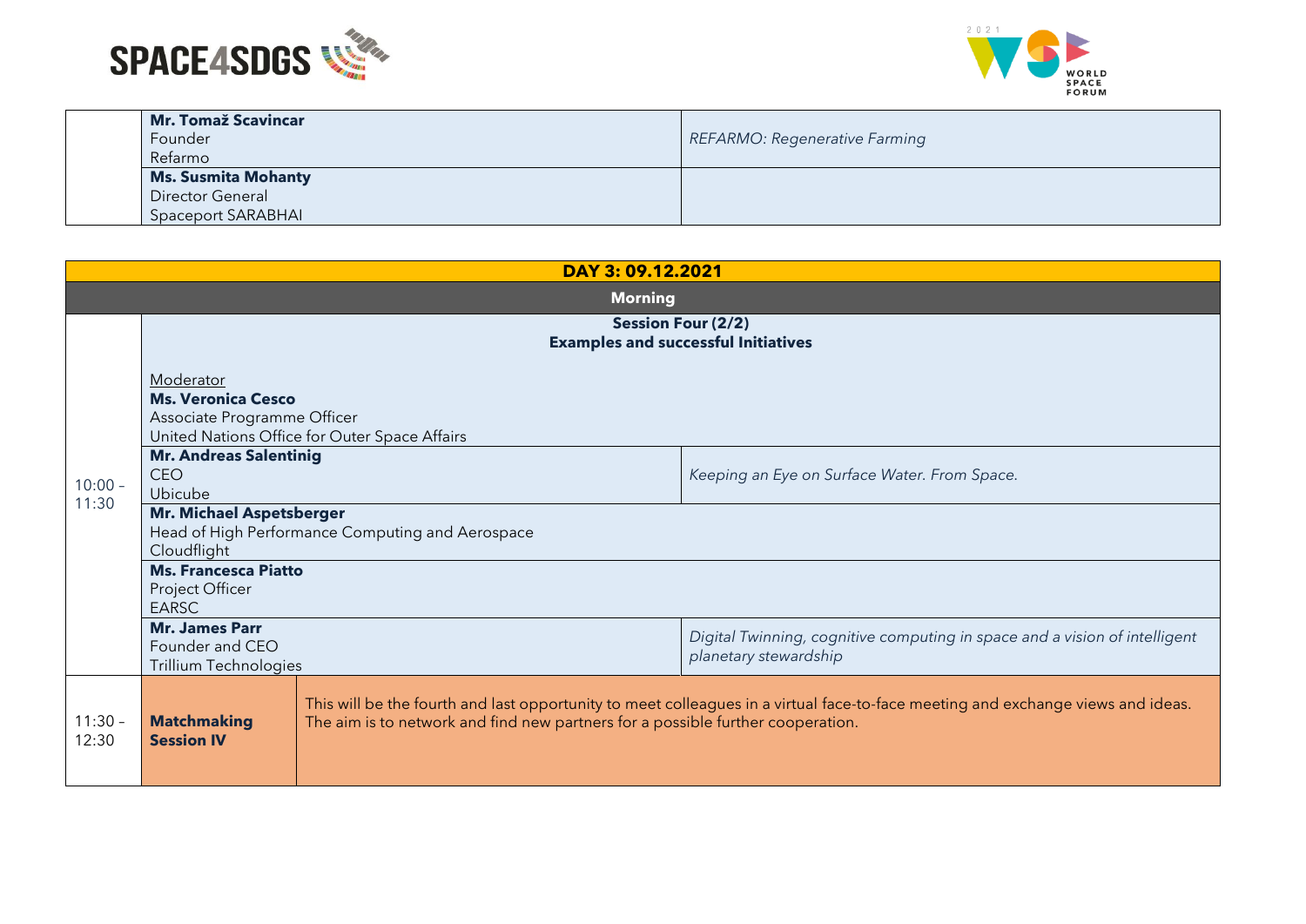| | Speaker | Title |
|---|---|---|
| | **Mr. Tomaž Scavincar**<br>Founder<br>Refarmo | *REFARMO: Regenerative Farming* |
| | **Ms. Susmita Mohanty**<br>Director General<br>Spaceport SARABHAI | |

| DAY 3: 09.12.2021 | | |
|---|---|---|
| **Morning** | | |
| 10:00 – 11:30 | **Session Four (2/2)**<br>**Examples and successful Initiatives**<br><br>Moderator<br>**Ms. Veronica Cesco**<br>Associate Programme Officer<br>United Nations Office for Outer Space Affairs | |
| | **Mr. Andreas Salentinig**<br>CEO<br>Ubicube | *Keeping an Eye on Surface Water. From Space.* |
| | **Mr. Michael Aspetsberger**<br>Head of High Performance Computing and Aerospace<br>Cloudflight | |
| | **Ms. Francesca Piatto**<br>Project Officer<br>EARSC | |
| | **Mr. James Parr**<br>Founder and CEO<br>Trillium Technologies | *Digital Twinning, cognitive computing in space and a vision of intelligent planetary stewardship* |
| 11:30 – 12:30 | **Matchmaking Session IV** | This will be the fourth and last opportunity to meet colleagues in a virtual face-to-face meeting and exchange views and ideas. The aim is to network and find new partners for a possible further cooperation. |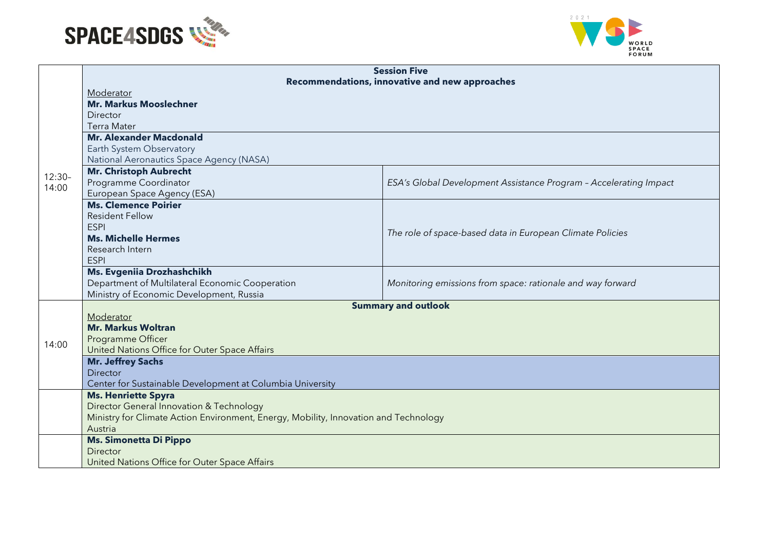| | | |
|---|---|---|
| 12:30–14:00 | **Session Five**<br>**Recommendations, innovative and new approaches**<br>Moderator<br>**Mr. Markus Mooslechner**<br>Director<br>Terra Mater | |
| | **Mr. Alexander Macdonald**<br>Earth System Observatory<br>National Aeronautics Space Agency (NASA) | |
| | **Mr. Christoph Aubrecht**<br>Programme Coordinator<br>European Space Agency (ESA) | *ESA's Global Development Assistance Program – Accelerating Impact* |
| | **Ms. Clemence Poirier**<br>Resident Fellow<br>ESPI<br>**Ms. Michelle Hermes**<br>Research Intern<br>ESPI | *The role of space-based data in European Climate Policies* |
| | **Ms. Evgeniia Drozhashchikh**<br>Department of Multilateral Economic Cooperation<br>Ministry of Economic Development, Russia | *Monitoring emissions from space: rationale and way forward* |
| 14:00 | **Summary and outlook**<br>Moderator<br>**Mr. Markus Woltran**<br>Programme Officer<br>United Nations Office for Outer Space Affairs | |
| | **Mr. Jeffrey Sachs**<br>Director<br>Center for Sustainable Development at Columbia University | |
| | **Ms. Henriette Spyra**<br>Director General Innovation & Technology<br>Ministry for Climate Action Environment, Energy, Mobility, Innovation and Technology<br>Austria | |
| | **Ms. Simonetta Di Pippo**<br>Director<br>United Nations Office for Outer Space Affairs | |